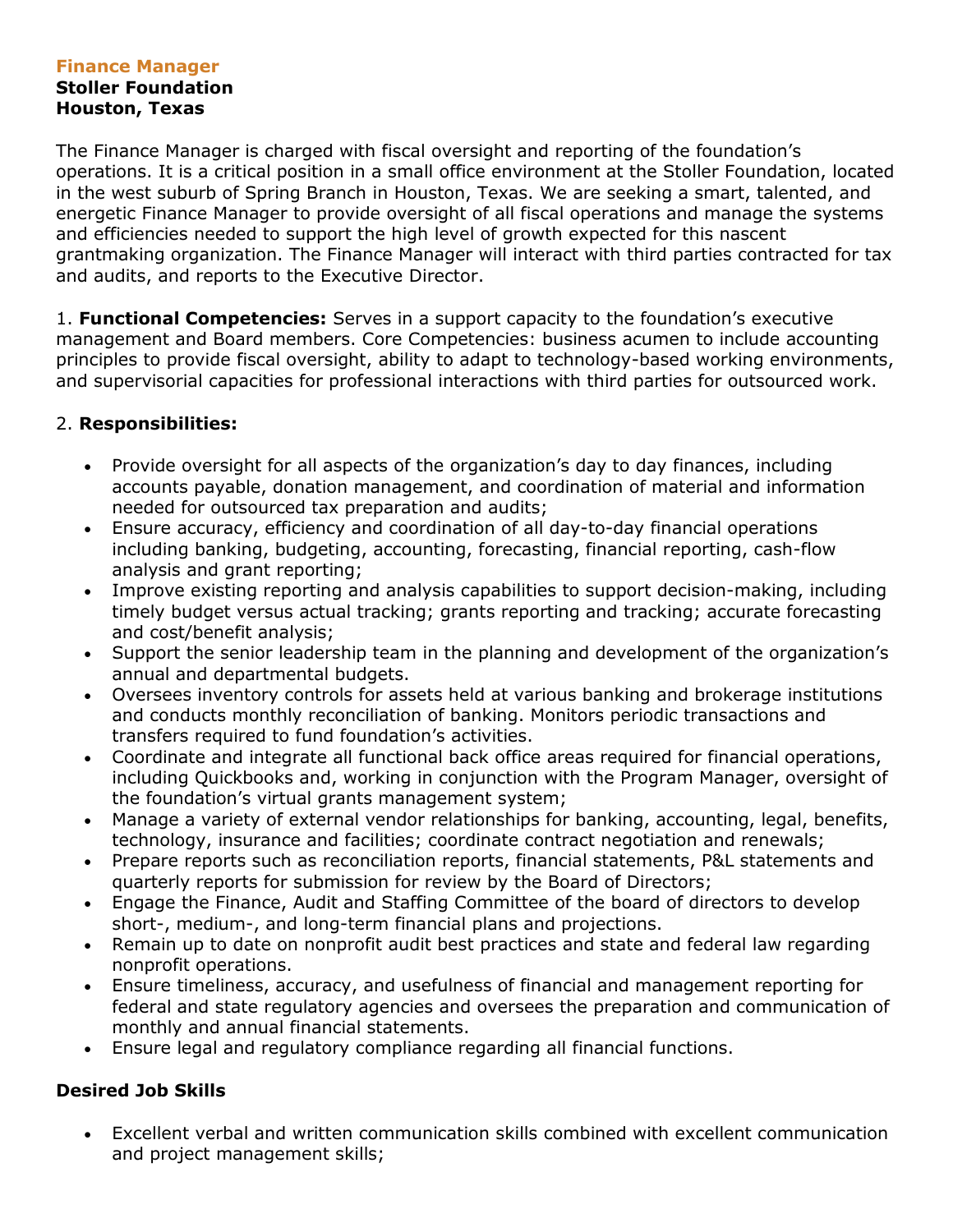**Finance Manager**
**Stoller Foundation**
**Houston, Texas**

The Finance Manager is charged with fiscal oversight and reporting of the foundation's operations. It is a critical position in a small office environment at the Stoller Foundation, located in the west suburb of Spring Branch in Houston, Texas. We are seeking a smart, talented, and energetic Finance Manager to provide oversight of all fiscal operations and manage the systems and efficiencies needed to support the high level of growth expected for this nascent grantmaking organization. The Finance Manager will interact with third parties contracted for tax and audits, and reports to the Executive Director.

1. **Functional Competencies:** Serves in a support capacity to the foundation's executive management and Board members. Core Competencies: business acumen to include accounting principles to provide fiscal oversight, ability to adapt to technology-based working environments, and supervisorial capacities for professional interactions with third parties for outsourced work.

2. **Responsibilities:**

- Provide oversight for all aspects of the organization's day to day finances, including accounts payable, donation management, and coordination of material and information needed for outsourced tax preparation and audits;
- Ensure accuracy, efficiency and coordination of all day-to-day financial operations including banking, budgeting, accounting, forecasting, financial reporting, cash-flow analysis and grant reporting;
- Improve existing reporting and analysis capabilities to support decision-making, including timely budget versus actual tracking; grants reporting and tracking; accurate forecasting and cost/benefit analysis;
- Support the senior leadership team in the planning and development of the organization's annual and departmental budgets.
- Oversees inventory controls for assets held at various banking and brokerage institutions and conducts monthly reconciliation of banking. Monitors periodic transactions and transfers required to fund foundation's activities.
- Coordinate and integrate all functional back office areas required for financial operations, including Quickbooks and, working in conjunction with the Program Manager, oversight of the foundation's virtual grants management system;
- Manage a variety of external vendor relationships for banking, accounting, legal, benefits, technology, insurance and facilities; coordinate contract negotiation and renewals;
- Prepare reports such as reconciliation reports, financial statements, P&L statements and quarterly reports for submission for review by the Board of Directors;
- Engage the Finance, Audit and Staffing Committee of the board of directors to develop short-, medium-, and long-term financial plans and projections.
- Remain up to date on nonprofit audit best practices and state and federal law regarding nonprofit operations.
- Ensure timeliness, accuracy, and usefulness of financial and management reporting for federal and state regulatory agencies and oversees the preparation and communication of monthly and annual financial statements.
- Ensure legal and regulatory compliance regarding all financial functions.

**Desired Job Skills**

- Excellent verbal and written communication skills combined with excellent communication and project management skills;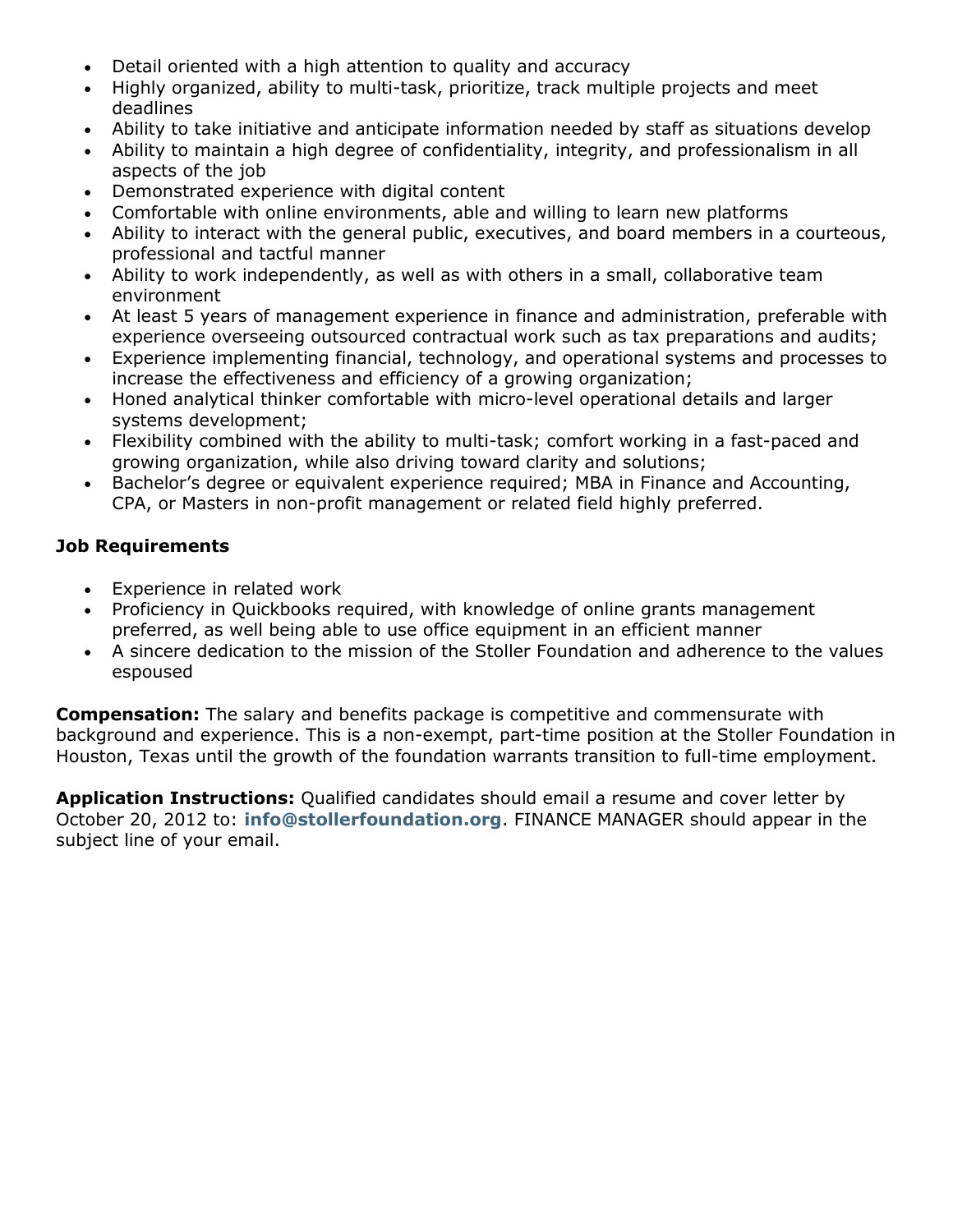- Detail oriented with a high attention to quality and accuracy
- Highly organized, ability to multi-task, prioritize, track multiple projects and meet deadlines
- Ability to take initiative and anticipate information needed by staff as situations develop
- Ability to maintain a high degree of confidentiality, integrity, and professionalism in all aspects of the job
- Demonstrated experience with digital content
- Comfortable with online environments, able and willing to learn new platforms
- Ability to interact with the general public, executives, and board members in a courteous, professional and tactful manner
- Ability to work independently, as well as with others in a small, collaborative team environment
- At least 5 years of management experience in finance and administration, preferable with experience overseeing outsourced contractual work such as tax preparations and audits;
- Experience implementing financial, technology, and operational systems and processes to increase the effectiveness and efficiency of a growing organization;
- Honed analytical thinker comfortable with micro-level operational details and larger systems development;
- Flexibility combined with the ability to multi-task; comfort working in a fast-paced and growing organization, while also driving toward clarity and solutions;
- Bachelor's degree or equivalent experience required; MBA in Finance and Accounting, CPA, or Masters in non-profit management or related field highly preferred.

**Job Requirements**

- Experience in related work
- Proficiency in Quickbooks required, with knowledge of online grants management preferred, as well being able to use office equipment in an efficient manner
- A sincere dedication to the mission of the Stoller Foundation and adherence to the values espoused

**Compensation:** The salary and benefits package is competitive and commensurate with background and experience. This is a non-exempt, part-time position at the Stoller Foundation in Houston, Texas until the growth of the foundation warrants transition to full-time employment.

**Application Instructions:** Qualified candidates should email a resume and cover letter by October 20, 2012 to: **info@stollerfoundation.org**. FINANCE MANAGER should appear in the subject line of your email.